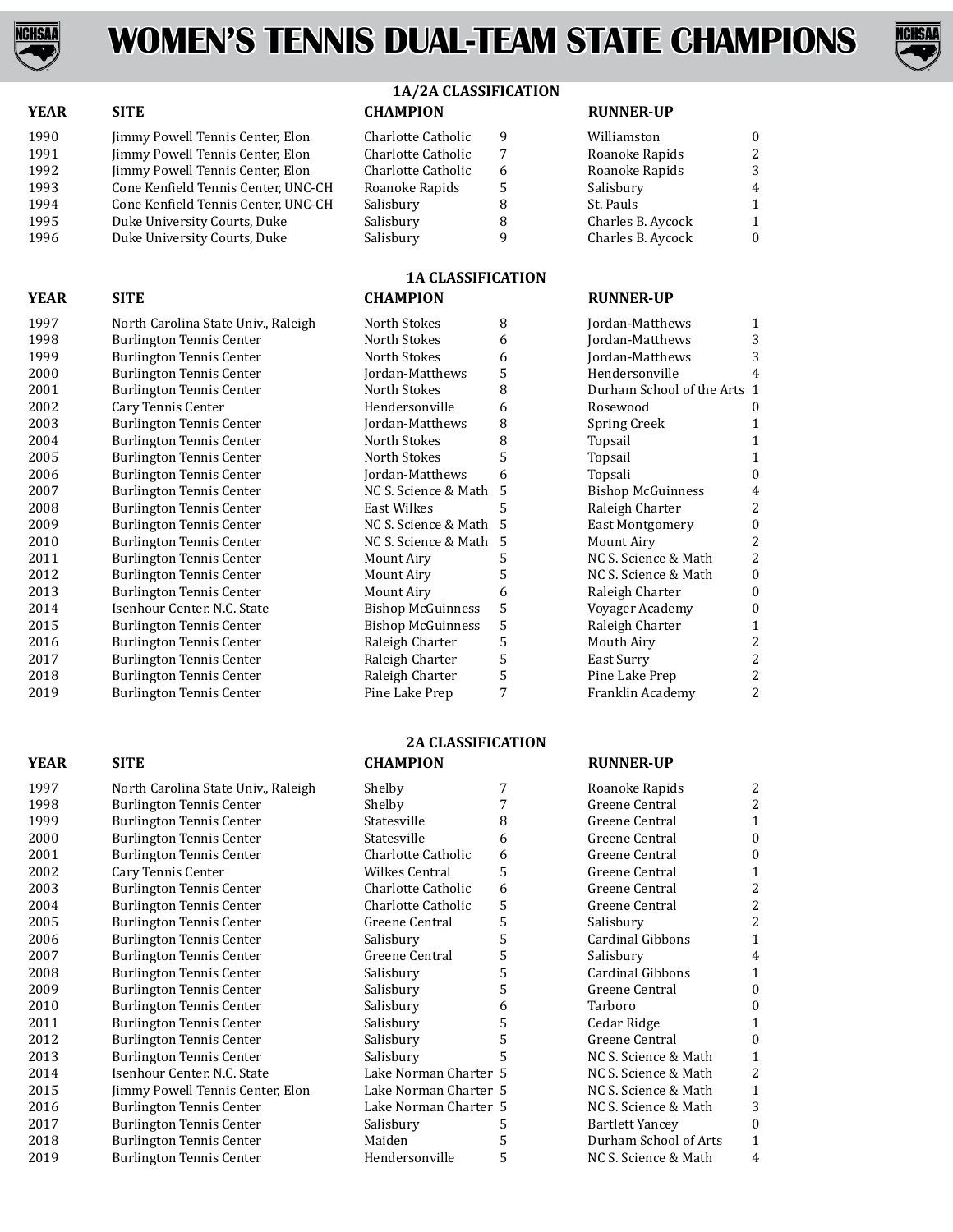# WOMEN'S TENNIS DUAL-TEAM STATE CHAMPIONS

## 1A/2A CLASSIFICATION

| YEAR | SITE | CHAMPION | | RUNNER-UP | |
|---|---|---|---|---|---|
| 1990 | Jimmy Powell Tennis Center, Elon | Charlotte Catholic | 9 | Williamston | 0 |
| 1991 | Jimmy Powell Tennis Center, Elon | Charlotte Catholic | 7 | Roanoke Rapids | 2 |
| 1992 | Jimmy Powell Tennis Center, Elon | Charlotte Catholic | 6 | Roanoke Rapids | 3 |
| 1993 | Cone Kenfield Tennis Center, UNC-CH | Roanoke Rapids | 5 | Salisbury | 4 |
| 1994 | Cone Kenfield Tennis Center, UNC-CH | Salisbury | 8 | St. Pauls | 1 |
| 1995 | Duke University Courts, Duke | Salisbury | 8 | Charles B. Aycock | 1 |
| 1996 | Duke University Courts, Duke | Salisbury | 9 | Charles B. Aycock | 0 |

## 1A CLASSIFICATION

| YEAR | SITE | CHAMPION | | RUNNER-UP | |
|---|---|---|---|---|---|
| 1997 | North Carolina State Univ., Raleigh | North Stokes | 8 | Jordan-Matthews | 1 |
| 1998 | Burlington Tennis Center | North Stokes | 6 | Jordan-Matthews | 3 |
| 1999 | Burlington Tennis Center | North Stokes | 6 | Jordan-Matthews | 3 |
| 2000 | Burlington Tennis Center | Jordan-Matthews | 5 | Hendersonville | 4 |
| 2001 | Burlington Tennis Center | North Stokes | 8 | Durham School of the Arts | 1 |
| 2002 | Cary Tennis Center | Hendersonville | 6 | Rosewood | 0 |
| 2003 | Burlington Tennis Center | Jordan-Matthews | 8 | Spring Creek | 1 |
| 2004 | Burlington Tennis Center | North Stokes | 8 | Topsail | 1 |
| 2005 | Burlington Tennis Center | North Stokes | 5 | Topsail | 1 |
| 2006 | Burlington Tennis Center | Jordan-Matthews | 6 | Topsali | 0 |
| 2007 | Burlington Tennis Center | NC S. Science & Math | 5 | Bishop McGuinness | 4 |
| 2008 | Burlington Tennis Center | East Wilkes | 5 | Raleigh Charter | 2 |
| 2009 | Burlington Tennis Center | NC S. Science & Math | 5 | East Montgomery | 0 |
| 2010 | Burlington Tennis Center | NC S. Science & Math | 5 | Mount Airy | 2 |
| 2011 | Burlington Tennis Center | Mount Airy | 5 | NC S. Science & Math | 2 |
| 2012 | Burlington Tennis Center | Mount Airy | 5 | NC S. Science & Math | 0 |
| 2013 | Burlington Tennis Center | Mount Airy | 6 | Raleigh Charter | 0 |
| 2014 | Isenhour Center. N.C. State | Bishop McGuinness | 5 | Voyager Academy | 0 |
| 2015 | Burlington Tennis Center | Bishop McGuinness | 5 | Raleigh Charter | 1 |
| 2016 | Burlington Tennis Center | Raleigh Charter | 5 | Mouth Airy | 2 |
| 2017 | Burlington Tennis Center | Raleigh Charter | 5 | East Surry | 2 |
| 2018 | Burlington Tennis Center | Raleigh Charter | 5 | Pine Lake Prep | 2 |
| 2019 | Burlington Tennis Center | Pine Lake Prep | 7 | Franklin Academy | 2 |

## 2A CLASSIFICATION

| YEAR | SITE | CHAMPION | | RUNNER-UP | |
|---|---|---|---|---|---|
| 1997 | North Carolina State Univ., Raleigh | Shelby | 7 | Roanoke Rapids | 2 |
| 1998 | Burlington Tennis Center | Shelby | 7 | Greene Central | 2 |
| 1999 | Burlington Tennis Center | Statesville | 8 | Greene Central | 1 |
| 2000 | Burlington Tennis Center | Statesville | 6 | Greene Central | 0 |
| 2001 | Burlington Tennis Center | Charlotte Catholic | 6 | Greene Central | 0 |
| 2002 | Cary Tennis Center | Wilkes Central | 5 | Greene Central | 1 |
| 2003 | Burlington Tennis Center | Charlotte Catholic | 6 | Greene Central | 2 |
| 2004 | Burlington Tennis Center | Charlotte Catholic | 5 | Greene Central | 2 |
| 2005 | Burlington Tennis Center | Greene Central | 5 | Salisbury | 2 |
| 2006 | Burlington Tennis Center | Salisbury | 5 | Cardinal Gibbons | 1 |
| 2007 | Burlington Tennis Center | Greene Central | 5 | Salisbury | 4 |
| 2008 | Burlington Tennis Center | Salisbury | 5 | Cardinal Gibbons | 1 |
| 2009 | Burlington Tennis Center | Salisbury | 5 | Greene Central | 0 |
| 2010 | Burlington Tennis Center | Salisbury | 6 | Tarboro | 0 |
| 2011 | Burlington Tennis Center | Salisbury | 5 | Cedar Ridge | 1 |
| 2012 | Burlington Tennis Center | Salisbury | 5 | Greene Central | 0 |
| 2013 | Burlington Tennis Center | Salisbury | 5 | NC S. Science & Math | 1 |
| 2014 | Isenhour Center. N.C. State | Lake Norman Charter | 5 | NC S. Science & Math | 2 |
| 2015 | Jimmy Powell Tennis Center, Elon | Lake Norman Charter | 5 | NC S. Science & Math | 1 |
| 2016 | Burlington Tennis Center | Lake Norman Charter | 5 | NC S. Science & Math | 3 |
| 2017 | Burlington Tennis Center | Salisbury | 5 | Bartlett Yancey | 0 |
| 2018 | Burlington Tennis Center | Maiden | 5 | Durham School of Arts | 1 |
| 2019 | Burlington Tennis Center | Hendersonville | 5 | NC S. Science & Math | 4 |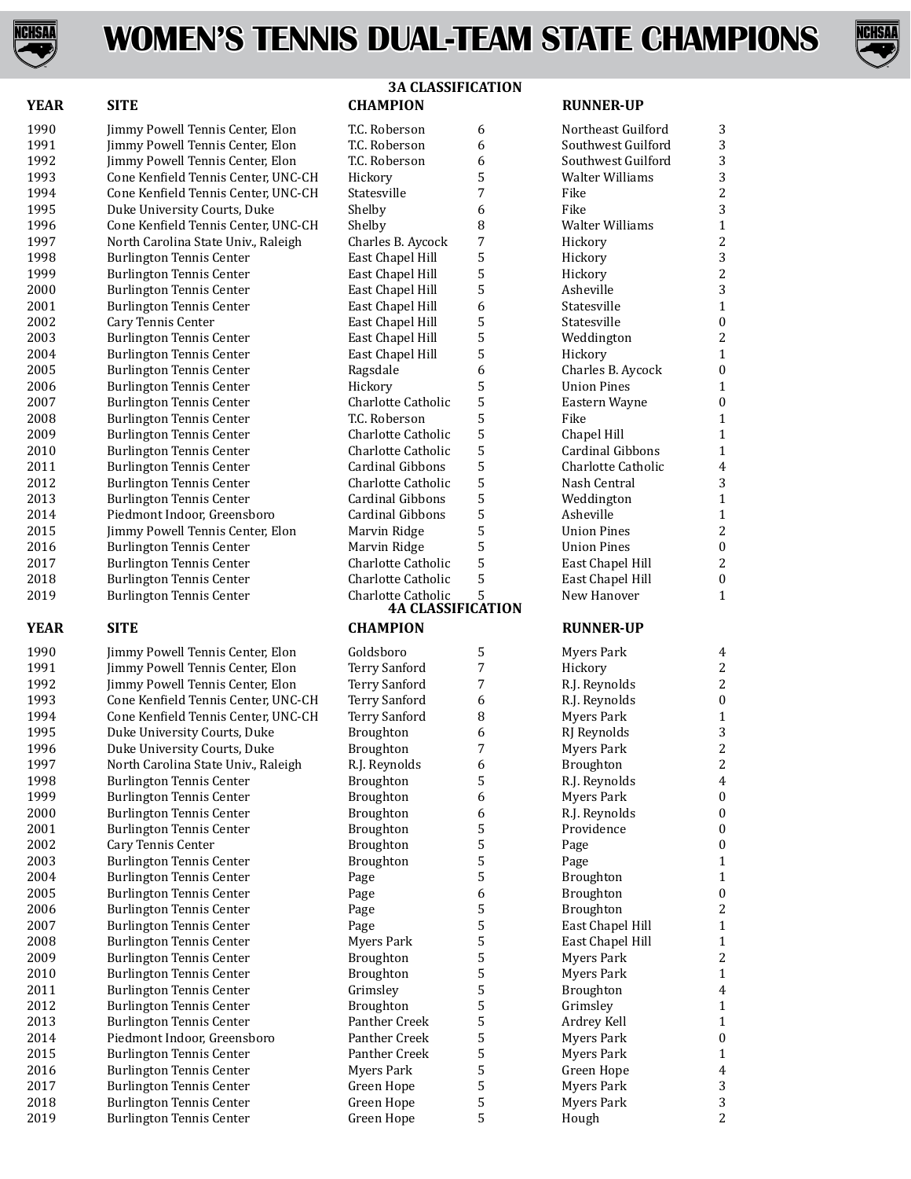# WOMEN'S TENNIS DUAL-TEAM STATE CHAMPIONS

## 3A CLASSIFICATION

| YEAR | SITE | CHAMPION | | RUNNER-UP | |
|---|---|---|---|---|---|
| 1990 | Jimmy Powell Tennis Center, Elon | T.C. Roberson | 6 | Northeast Guilford | 3 |
| 1991 | Jimmy Powell Tennis Center, Elon | T.C. Roberson | 6 | Southwest Guilford | 3 |
| 1992 | Jimmy Powell Tennis Center, Elon | T.C. Roberson | 6 | Southwest Guilford | 3 |
| 1993 | Cone Kenfield Tennis Center, UNC-CH | Hickory | 5 | Walter Williams | 3 |
| 1994 | Cone Kenfield Tennis Center, UNC-CH | Statesville | 7 | Fike | 2 |
| 1995 | Duke University Courts, Duke | Shelby | 6 | Fike | 3 |
| 1996 | Cone Kenfield Tennis Center, UNC-CH | Shelby | 8 | Walter Williams | 1 |
| 1997 | North Carolina State Univ., Raleigh | Charles B. Aycock | 7 | Hickory | 2 |
| 1998 | Burlington Tennis Center | East Chapel Hill | 5 | Hickory | 3 |
| 1999 | Burlington Tennis Center | East Chapel Hill | 5 | Hickory | 2 |
| 2000 | Burlington Tennis Center | East Chapel Hill | 5 | Asheville | 3 |
| 2001 | Burlington Tennis Center | East Chapel Hill | 6 | Statesville | 1 |
| 2002 | Cary Tennis Center | East Chapel Hill | 5 | Statesville | 0 |
| 2003 | Burlington Tennis Center | East Chapel Hill | 5 | Weddington | 2 |
| 2004 | Burlington Tennis Center | East Chapel Hill | 5 | Hickory | 1 |
| 2005 | Burlington Tennis Center | Ragsdale | 6 | Charles B. Aycock | 0 |
| 2006 | Burlington Tennis Center | Hickory | 5 | Union Pines | 1 |
| 2007 | Burlington Tennis Center | Charlotte Catholic | 5 | Eastern Wayne | 0 |
| 2008 | Burlington Tennis Center | T.C. Roberson | 5 | Fike | 1 |
| 2009 | Burlington Tennis Center | Charlotte Catholic | 5 | Chapel Hill | 1 |
| 2010 | Burlington Tennis Center | Charlotte Catholic | 5 | Cardinal Gibbons | 1 |
| 2011 | Burlington Tennis Center | Cardinal Gibbons | 5 | Charlotte Catholic | 4 |
| 2012 | Burlington Tennis Center | Charlotte Catholic | 5 | Nash Central | 3 |
| 2013 | Burlington Tennis Center | Cardinal Gibbons | 5 | Weddington | 1 |
| 2014 | Piedmont Indoor, Greensboro | Cardinal Gibbons | 5 | Asheville | 1 |
| 2015 | Jimmy Powell Tennis Center, Elon | Marvin Ridge | 5 | Union Pines | 2 |
| 2016 | Burlington Tennis Center | Marvin Ridge | 5 | Union Pines | 0 |
| 2017 | Burlington Tennis Center | Charlotte Catholic | 5 | East Chapel Hill | 2 |
| 2018 | Burlington Tennis Center | Charlotte Catholic | 5 | East Chapel Hill | 0 |
| 2019 | Burlington Tennis Center | Charlotte Catholic | 5 | New Hanover | 1 |

## 4A CLASSIFICATION

| YEAR | SITE | CHAMPION | | RUNNER-UP | |
|---|---|---|---|---|---|
| 1990 | Jimmy Powell Tennis Center, Elon | Goldsboro | 5 | Myers Park | 4 |
| 1991 | Jimmy Powell Tennis Center, Elon | Terry Sanford | 7 | Hickory | 2 |
| 1992 | Jimmy Powell Tennis Center, Elon | Terry Sanford | 7 | R.J. Reynolds | 2 |
| 1993 | Cone Kenfield Tennis Center, UNC-CH | Terry Sanford | 6 | R.J. Reynolds | 0 |
| 1994 | Cone Kenfield Tennis Center, UNC-CH | Terry Sanford | 8 | Myers Park | 1 |
| 1995 | Duke University Courts, Duke | Broughton | 6 | RJ Reynolds | 3 |
| 1996 | Duke University Courts, Duke | Broughton | 7 | Myers Park | 2 |
| 1997 | North Carolina State Univ., Raleigh | R.J. Reynolds | 6 | Broughton | 2 |
| 1998 | Burlington Tennis Center | Broughton | 5 | R.J. Reynolds | 4 |
| 1999 | Burlington Tennis Center | Broughton | 6 | Myers Park | 0 |
| 2000 | Burlington Tennis Center | Broughton | 6 | R.J. Reynolds | 0 |
| 2001 | Burlington Tennis Center | Broughton | 5 | Providence | 0 |
| 2002 | Cary Tennis Center | Broughton | 5 | Page | 0 |
| 2003 | Burlington Tennis Center | Broughton | 5 | Page | 1 |
| 2004 | Burlington Tennis Center | Page | 5 | Broughton | 1 |
| 2005 | Burlington Tennis Center | Page | 6 | Broughton | 0 |
| 2006 | Burlington Tennis Center | Page | 5 | Broughton | 2 |
| 2007 | Burlington Tennis Center | Page | 5 | East Chapel Hill | 1 |
| 2008 | Burlington Tennis Center | Myers Park | 5 | East Chapel Hill | 1 |
| 2009 | Burlington Tennis Center | Broughton | 5 | Myers Park | 2 |
| 2010 | Burlington Tennis Center | Broughton | 5 | Myers Park | 1 |
| 2011 | Burlington Tennis Center | Grimsley | 5 | Broughton | 4 |
| 2012 | Burlington Tennis Center | Broughton | 5 | Grimsley | 1 |
| 2013 | Burlington Tennis Center | Panther Creek | 5 | Ardrey Kell | 1 |
| 2014 | Piedmont Indoor, Greensboro | Panther Creek | 5 | Myers Park | 0 |
| 2015 | Burlington Tennis Center | Panther Creek | 5 | Myers Park | 1 |
| 2016 | Burlington Tennis Center | Myers Park | 5 | Green Hope | 4 |
| 2017 | Burlington Tennis Center | Green Hope | 5 | Myers Park | 3 |
| 2018 | Burlington Tennis Center | Green Hope | 5 | Myers Park | 3 |
| 2019 | Burlington Tennis Center | Green Hope | 5 | Hough | 2 |